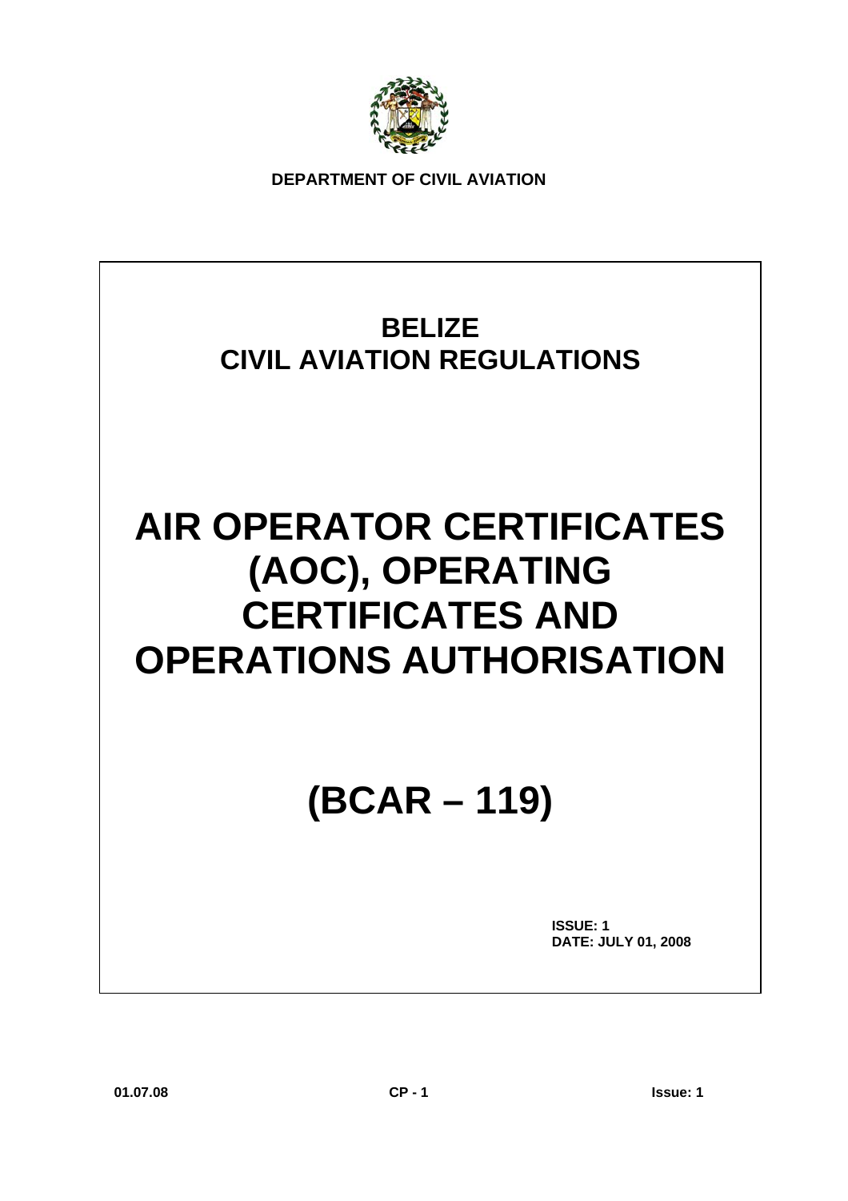**DEPARTMENT OF CIVIL AVIATION**

# BELIZE
# CIVIL AVIATION REGULATIONS

# AIR OPERATOR CERTIFICATES (AOC), OPERATING CERTIFICATES AND OPERATIONS AUTHORISATION

# (BCAR – 119)

**ISSUE: 1**
**DATE: JULY 01, 2008**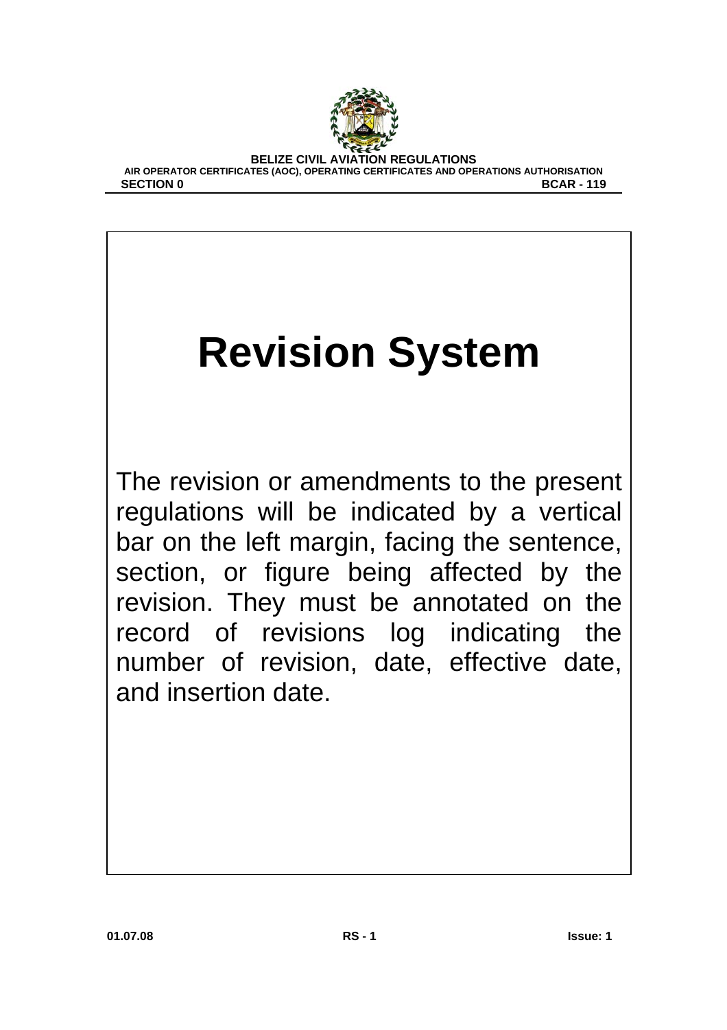# Revision System

The revision or amendments to the present regulations will be indicated by a vertical bar on the left margin, facing the sentence, section, or figure being affected by the revision. They must be annotated on the record of revisions log indicating the number of revision, date, effective date, and insertion date.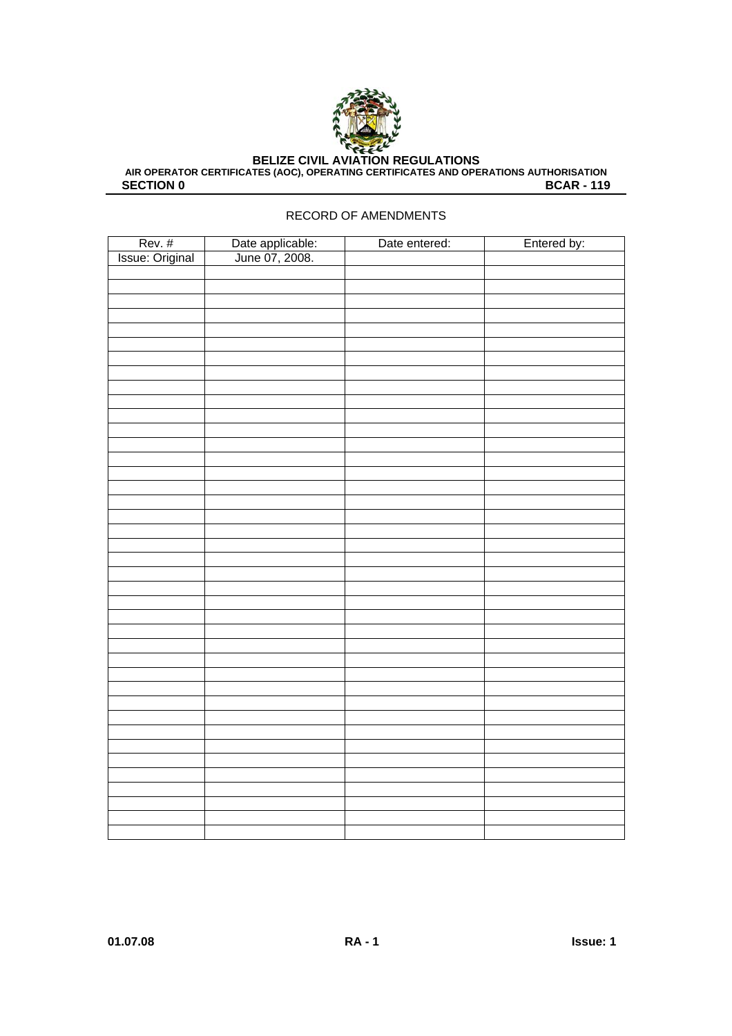RECORD OF AMENDMENTS

| Rev. # | Date applicable: | Date entered: | Entered by: |
|---|---|---|---|
| Issue: Original | June 07, 2008. | | |
| | | | |
| | | | |
| | | | |
| | | | |
| | | | |
| | | | |
| | | | |
| | | | |
| | | | |
| | | | |
| | | | |
| | | | |
| | | | |
| | | | |
| | | | |
| | | | |
| | | | |
| | | | |
| | | | |
| | | | |
| | | | |
| | | | |
| | | | |
| | | | |
| | | | |
| | | | |
| | | | |
| | | | |
| | | | |
| | | | |
| | | | |
| | | | |
| | | | |
| | | | |
| | | | |
| | | | |
| | | | |
| | | | |
| | | | |
| | | | |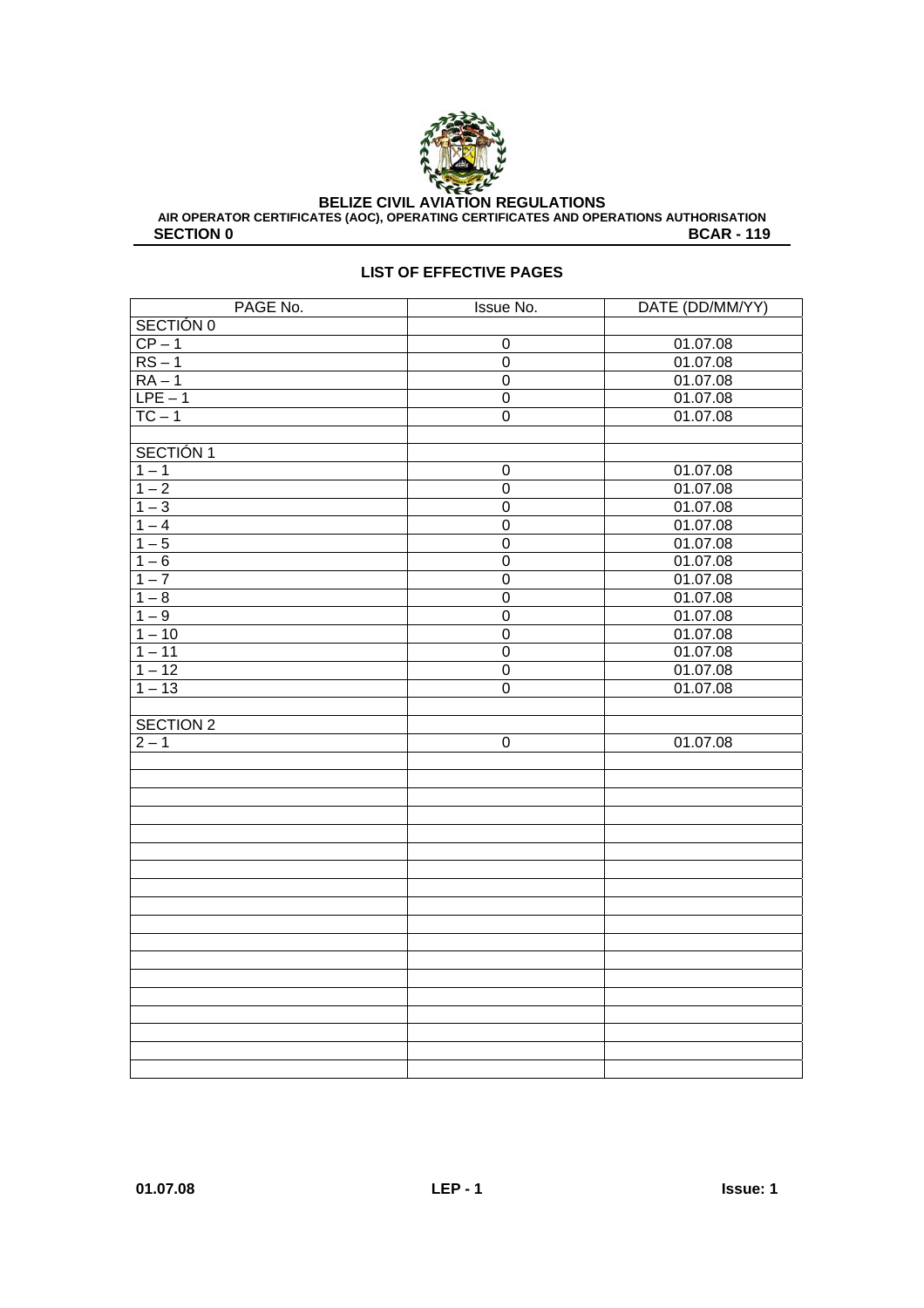## LIST OF EFFECTIVE PAGES

| PAGE No. | Issue No. | DATE (DD/MM/YY) |
|---|---|---|
| SECTIÓN 0 | | |
| CP – 1 | 0 | 01.07.08 |
| RS – 1 | 0 | 01.07.08 |
| RA – 1 | 0 | 01.07.08 |
| LPE – 1 | 0 | 01.07.08 |
| TC – 1 | 0 | 01.07.08 |
| | | |
| SECTIÓN 1 | | |
| 1 – 1 | 0 | 01.07.08 |
| 1 – 2 | 0 | 01.07.08 |
| 1 – 3 | 0 | 01.07.08 |
| 1 – 4 | 0 | 01.07.08 |
| 1 – 5 | 0 | 01.07.08 |
| 1 – 6 | 0 | 01.07.08 |
| 1 – 7 | 0 | 01.07.08 |
| 1 – 8 | 0 | 01.07.08 |
| 1 – 9 | 0 | 01.07.08 |
| 1 – 10 | 0 | 01.07.08 |
| 1 – 11 | 0 | 01.07.08 |
| 1 – 12 | 0 | 01.07.08 |
| 1 – 13 | 0 | 01.07.08 |
| | | |
| SECTION 2 | | |
| 2 – 1 | 0 | 01.07.08 |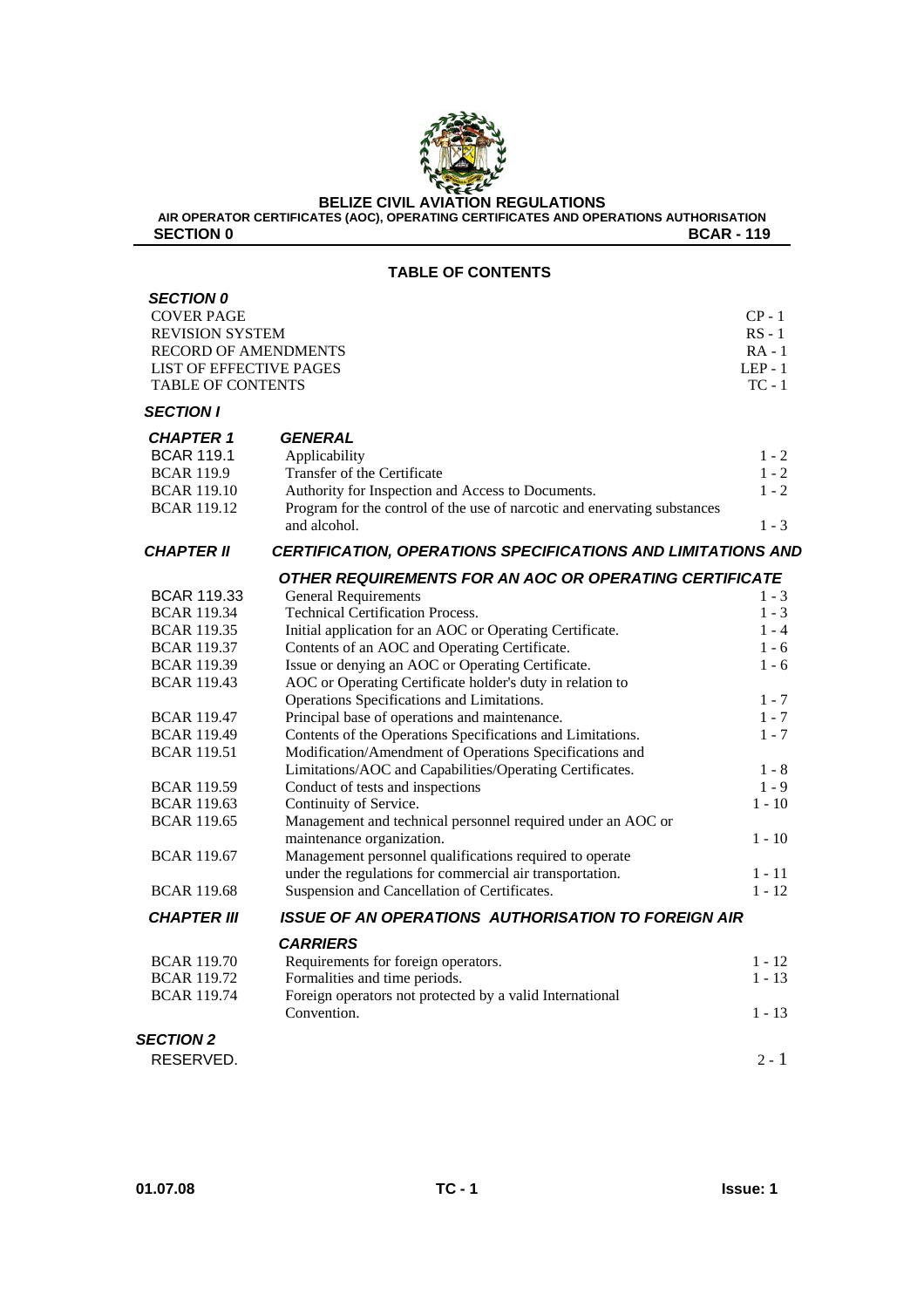## TABLE OF CONTENTS

| | | |
|---|---|---|
| ***SECTION 0*** | | |
| COVER PAGE | | CP - 1 |
| REVISION SYSTEM | | RS - 1 |
| RECORD OF AMENDMENTS | | RA - 1 |
| LIST OF EFFECTIVE PAGES | | LEP - 1 |
| TABLE OF CONTENTS | | TC - 1 |
| ***SECTION I*** | | |
| ***CHAPTER 1*** | ***GENERAL*** | |
| BCAR 119.1 | Applicability | 1 - 2 |
| BCAR 119.9 | Transfer of the Certificate | 1 - 2 |
| BCAR 119.10 | Authority for Inspection and Access to Documents. | 1 - 2 |
| BCAR 119.12 | Program for the control of the use of narcotic and enervating substances and alcohol. | 1 - 3 |
| ***CHAPTER II*** | ***CERTIFICATION, OPERATIONS SPECIFICATIONS AND LIMITATIONS AND OTHER REQUIREMENTS FOR AN AOC OR OPERATING CERTIFICATE*** | |
| BCAR 119.33 | General Requirements | 1 - 3 |
| BCAR 119.34 | Technical Certification Process. | 1 - 3 |
| BCAR 119.35 | Initial application for an AOC or Operating Certificate. | 1 - 4 |
| BCAR 119.37 | Contents of an AOC and Operating Certificate. | 1 - 6 |
| BCAR 119.39 | Issue or denying an AOC or Operating Certificate. | 1 - 6 |
| BCAR 119.43 | AOC or Operating Certificate holder's duty in relation to Operations Specifications and Limitations. | 1 - 7 |
| BCAR 119.47 | Principal base of operations and maintenance. | 1 - 7 |
| BCAR 119.49 | Contents of the Operations Specifications and Limitations. | 1 - 7 |
| BCAR 119.51 | Modification/Amendment of Operations Specifications and Limitations/AOC and Capabilities/Operating Certificates. | 1 - 8 |
| BCAR 119.59 | Conduct of tests and inspections | 1 - 9 |
| BCAR 119.63 | Continuity of Service. | 1 - 10 |
| BCAR 119.65 | Management and technical personnel required under an AOC or maintenance organization. | 1 - 10 |
| BCAR 119.67 | Management personnel qualifications required to operate under the regulations for commercial air transportation. | 1 - 11 |
| BCAR 119.68 | Suspension and Cancellation of Certificates. | 1 - 12 |
| ***CHAPTER III*** | ***ISSUE OF AN OPERATIONS AUTHORISATION TO FOREIGN AIR CARRIERS*** | |
| BCAR 119.70 | Requirements for foreign operators. | 1 - 12 |
| BCAR 119.72 | Formalities and time periods. | 1 - 13 |
| BCAR 119.74 | Foreign operators not protected by a valid International Convention. | 1 - 13 |
| ***SECTION 2*** | | |
| RESERVED. | | 2 - 1 |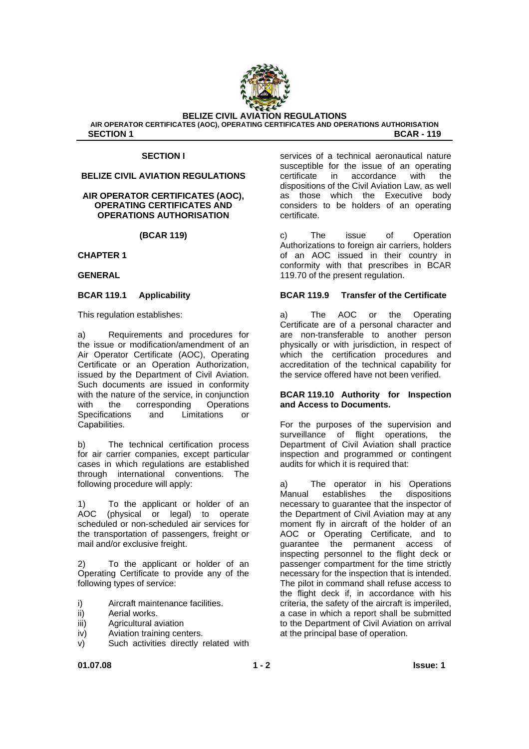## SECTION I

## BELIZE CIVIL AVIATION REGULATIONS

## AIR OPERATOR CERTIFICATES (AOC), OPERATING CERTIFICATES AND OPERATIONS AUTHORISATION

## (BCAR 119)

### CHAPTER 1

### GENERAL

#### BCAR 119.1 Applicability

This regulation establishes:

a) Requirements and procedures for the issue or modification/amendment of an Air Operator Certificate (AOC), Operating Certificate or an Operation Authorization, issued by the Department of Civil Aviation. Such documents are issued in conformity with the nature of the service, in conjunction with the corresponding Operations Specifications and Limitations or Capabilities.

b) The technical certification process for air carrier companies, except particular cases in which regulations are established through international conventions. The following procedure will apply:

1) To the applicant or holder of an AOC (physical or legal) to operate scheduled or non-scheduled air services for the transportation of passengers, freight or mail and/or exclusive freight.

2) To the applicant or holder of an Operating Certificate to provide any of the following types of service:

i) Aircraft maintenance facilities.
ii) Aerial works.
iii) Agricultural aviation
iv) Aviation training centers.
v) Such activities directly related with services of a technical aeronautical nature susceptible for the issue of an operating certificate in accordance with the dispositions of the Civil Aviation Law, as well as those which the Executive body considers to be holders of an operating certificate.

c) The issue of Operation Authorizations to foreign air carriers, holders of an AOC issued in their country in conformity with that prescribes in BCAR 119.70 of the present regulation.

#### BCAR 119.9 Transfer of the Certificate

a) The AOC or the Operating Certificate are of a personal character and are non-transferable to another person physically or with jurisdiction, in respect of which the certification procedures and accreditation of the technical capability for the service offered have not been verified.

#### BCAR 119.10 Authority for Inspection and Access to Documents.

For the purposes of the supervision and surveillance of flight operations, the Department of Civil Aviation shall practice inspection and programmed or contingent audits for which it is required that:

a) The operator in his Operations Manual establishes the dispositions necessary to guarantee that the inspector of the Department of Civil Aviation may at any moment fly in aircraft of the holder of an AOC or Operating Certificate, and to guarantee the permanent access of inspecting personnel to the flight deck or passenger compartment for the time strictly necessary for the inspection that is intended. The pilot in command shall refuse access to the flight deck if, in accordance with his criteria, the safety of the aircraft is imperiled, a case in which a report shall be submitted to the Department of Civil Aviation on arrival at the principal base of operation.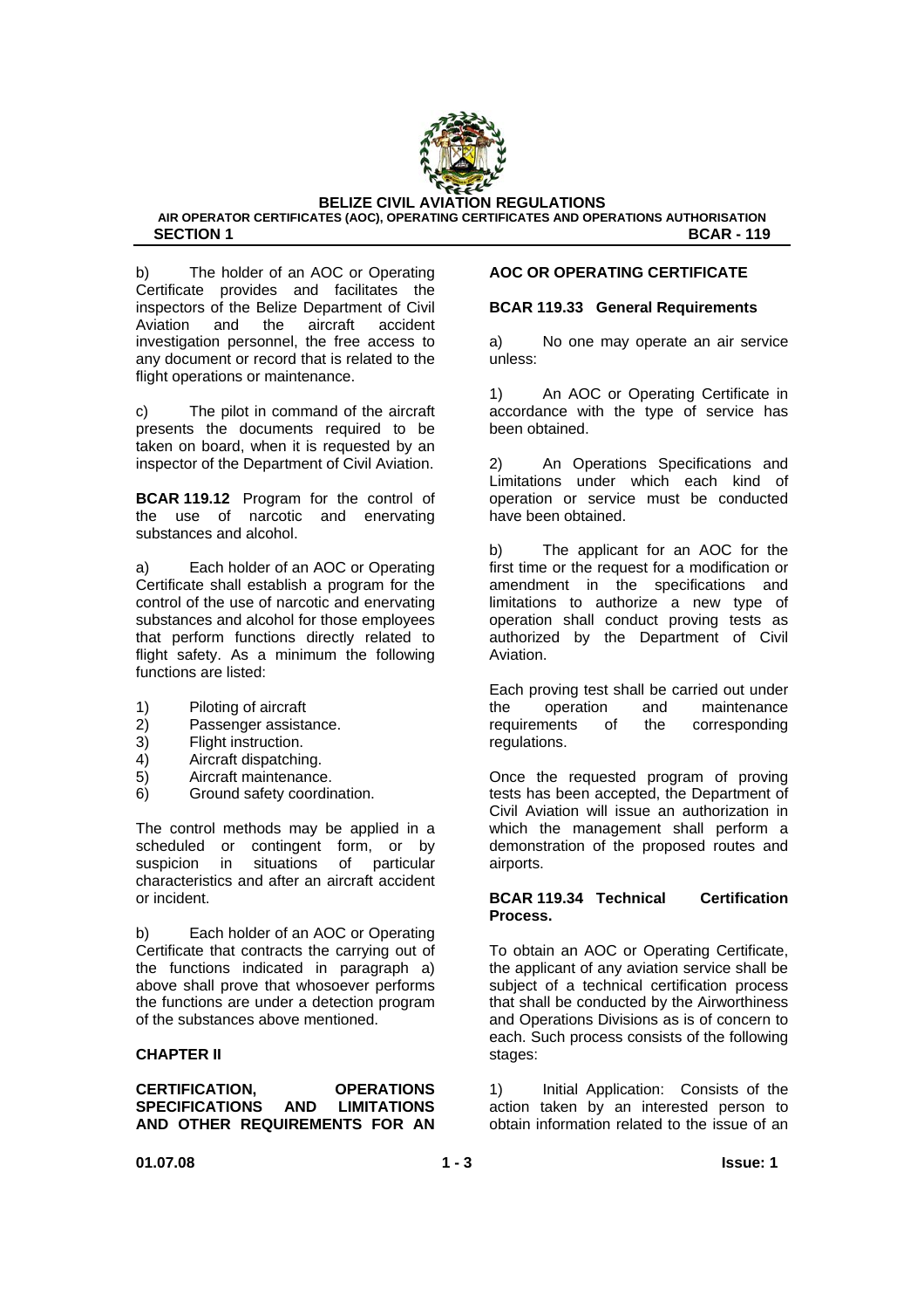b) The holder of an AOC or Operating Certificate provides and facilitates the inspectors of the Belize Department of Civil Aviation and the aircraft accident investigation personnel, the free access to any document or record that is related to the flight operations or maintenance.

c) The pilot in command of the aircraft presents the documents required to be taken on board, when it is requested by an inspector of the Department of Civil Aviation.

**BCAR 119.12** Program for the control of the use of narcotic and enervating substances and alcohol.

a) Each holder of an AOC or Operating Certificate shall establish a program for the control of the use of narcotic and enervating substances and alcohol for those employees that perform functions directly related to flight safety. As a minimum the following functions are listed:

1) Piloting of aircraft
2) Passenger assistance.
3) Flight instruction.
4) Aircraft dispatching.
5) Aircraft maintenance.
6) Ground safety coordination.

The control methods may be applied in a scheduled or contingent form, or by suspicion in situations of particular characteristics and after an aircraft accident or incident.

b) Each holder of an AOC or Operating Certificate that contracts the carrying out of the functions indicated in paragraph a) above shall prove that whosoever performs the functions are under a detection program of the substances above mentioned.

## CHAPTER II

## CERTIFICATION, OPERATIONS SPECIFICATIONS AND LIMITATIONS AND OTHER REQUIREMENTS FOR AN AOC OR OPERATING CERTIFICATE

### BCAR 119.33 General Requirements

a) No one may operate an air service unless:

1) An AOC or Operating Certificate in accordance with the type of service has been obtained.

2) An Operations Specifications and Limitations under which each kind of operation or service must be conducted have been obtained.

b) The applicant for an AOC for the first time or the request for a modification or amendment in the specifications and limitations to authorize a new type of operation shall conduct proving tests as authorized by the Department of Civil Aviation.

Each proving test shall be carried out under the operation and maintenance requirements of the corresponding regulations.

Once the requested program of proving tests has been accepted, the Department of Civil Aviation will issue an authorization in which the management shall perform a demonstration of the proposed routes and airports.

### BCAR 119.34 Technical Certification Process.

To obtain an AOC or Operating Certificate, the applicant of any aviation service shall be subject of a technical certification process that shall be conducted by the Airworthiness and Operations Divisions as is of concern to each. Such process consists of the following stages:

1) Initial Application: Consists of the action taken by an interested person to obtain information related to the issue of an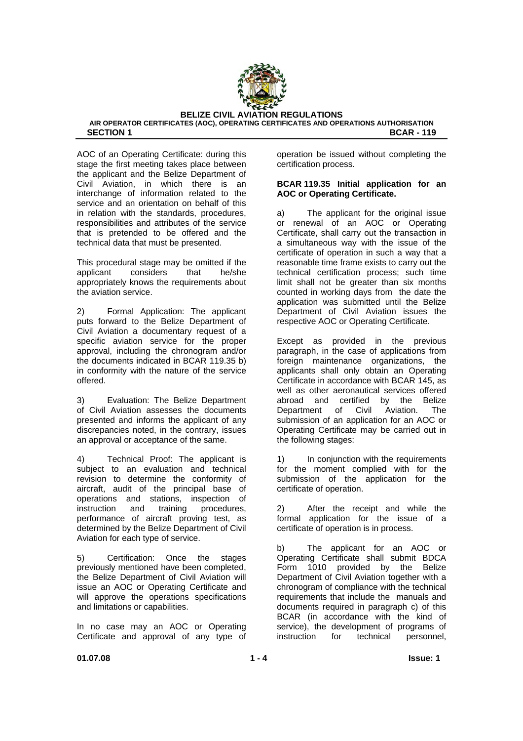AOC of an Operating Certificate: during this stage the first meeting takes place between the applicant and the Belize Department of Civil Aviation, in which there is an interchange of information related to the service and an orientation on behalf of this in relation with the standards, procedures, responsibilities and attributes of the service that is pretended to be offered and the technical data that must be presented.

This procedural stage may be omitted if the applicant considers that he/she appropriately knows the requirements about the aviation service.

2) Formal Application: The applicant puts forward to the Belize Department of Civil Aviation a documentary request of a specific aviation service for the proper approval, including the chronogram and/or the documents indicated in BCAR 119.35 b) in conformity with the nature of the service offered.

3) Evaluation: The Belize Department of Civil Aviation assesses the documents presented and informs the applicant of any discrepancies noted, in the contrary, issues an approval or acceptance of the same.

4) Technical Proof: The applicant is subject to an evaluation and technical revision to determine the conformity of aircraft, audit of the principal base of operations and stations, inspection of instruction and training procedures, performance of aircraft proving test, as determined by the Belize Department of Civil Aviation for each type of service.

5) Certification: Once the stages previously mentioned have been completed, the Belize Department of Civil Aviation will issue an AOC or Operating Certificate and will approve the operations specifications and limitations or capabilities.

In no case may an AOC or Operating Certificate and approval of any type of operation be issued without completing the certification process.

**BCAR 119.35 Initial application for an AOC or Operating Certificate.**

a) The applicant for the original issue or renewal of an AOC or Operating Certificate, shall carry out the transaction in a simultaneous way with the issue of the certificate of operation in such a way that a reasonable time frame exists to carry out the technical certification process; such time limit shall not be greater than six months counted in working days from the date the application was submitted until the Belize Department of Civil Aviation issues the respective AOC or Operating Certificate.

Except as provided in the previous paragraph, in the case of applications from foreign maintenance organizations, the applicants shall only obtain an Operating Certificate in accordance with BCAR 145, as well as other aeronautical services offered abroad and certified by the Belize Department of Civil Aviation. The submission of an application for an AOC or Operating Certificate may be carried out in the following stages:

1) In conjunction with the requirements for the moment complied with for the submission of the application for the certificate of operation.

2) After the receipt and while the formal application for the issue of a certificate of operation is in process.

b) The applicant for an AOC or Operating Certificate shall submit BDCA Form 1010 provided by the Belize Department of Civil Aviation together with a chronogram of compliance with the technical requirements that include the manuals and documents required in paragraph c) of this BCAR (in accordance with the kind of service), the development of programs of instruction for technical personnel,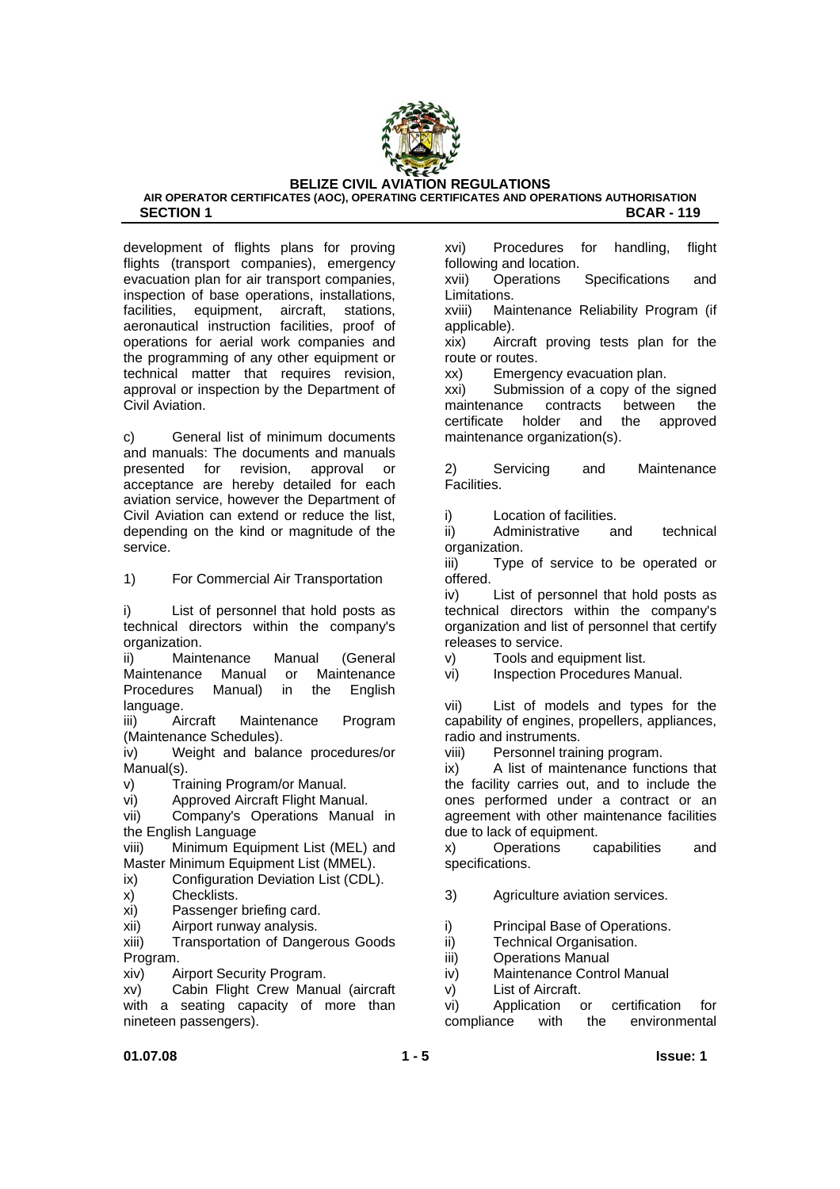development of flights plans for proving flights (transport companies), emergency evacuation plan for air transport companies, inspection of base operations, installations, facilities, equipment, aircraft, stations, aeronautical instruction facilities, proof of operations for aerial work companies and the programming of any other equipment or technical matter that requires revision, approval or inspection by the Department of Civil Aviation.

c) General list of minimum documents and manuals: The documents and manuals presented for revision, approval or acceptance are hereby detailed for each aviation service, however the Department of Civil Aviation can extend or reduce the list, depending on the kind or magnitude of the service.

1) For Commercial Air Transportation

i) List of personnel that hold posts as technical directors within the company's organization.
ii) Maintenance Manual (General Maintenance Manual or Maintenance Procedures Manual) in the English language.
iii) Aircraft Maintenance Program (Maintenance Schedules).
iv) Weight and balance procedures/or Manual(s).
v) Training Program/or Manual.
vi) Approved Aircraft Flight Manual.
vii) Company's Operations Manual in the English Language
viii) Minimum Equipment List (MEL) and Master Minimum Equipment List (MMEL).
ix) Configuration Deviation List (CDL).
x) Checklists.
xi) Passenger briefing card.
xii) Airport runway analysis.
xiii) Transportation of Dangerous Goods Program.
xiv) Airport Security Program.
xv) Cabin Flight Crew Manual (aircraft with a seating capacity of more than nineteen passengers).
xvi) Procedures for handling, flight following and location.
xvii) Operations Specifications and Limitations.
xviii) Maintenance Reliability Program (if applicable).
xix) Aircraft proving tests plan for the route or routes.
xx) Emergency evacuation plan.
xxi) Submission of a copy of the signed maintenance contracts between the certificate holder and the approved maintenance organization(s).

2) Servicing and Maintenance Facilities.

i) Location of facilities.
ii) Administrative and technical organization.
iii) Type of service to be operated or offered.
iv) List of personnel that hold posts as technical directors within the company's organization and list of personnel that certify releases to service.
v) Tools and equipment list.
vi) Inspection Procedures Manual.

vii) List of models and types for the capability of engines, propellers, appliances, radio and instruments.
viii) Personnel training program.
ix) A list of maintenance functions that the facility carries out, and to include the ones performed under a contract or an agreement with other maintenance facilities due to lack of equipment.
x) Operations capabilities and specifications.

3) Agriculture aviation services.

i) Principal Base of Operations.
ii) Technical Organisation.
iii) Operations Manual
iv) Maintenance Control Manual
v) List of Aircraft.
vi) Application or certification for compliance with the environmental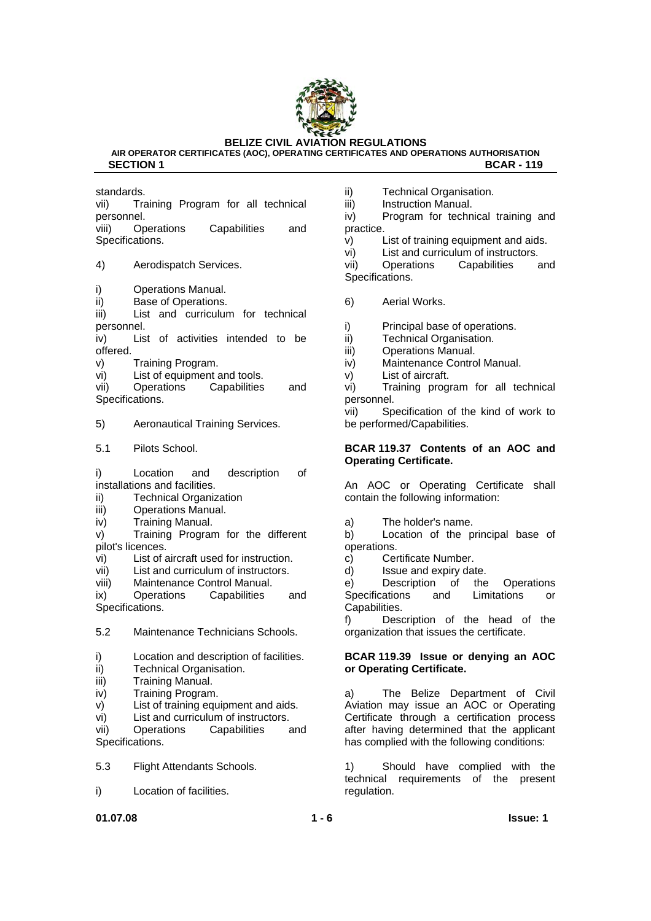standards.

vii) Training Program for all technical personnel.

viii) Operations Capabilities and Specifications.

4) Aerodispatch Services.

i) Operations Manual.
ii) Base of Operations.
iii) List and curriculum for technical personnel.
iv) List of activities intended to be offered.
v) Training Program.
vi) List of equipment and tools.
vii) Operations Capabilities and Specifications.

5) Aeronautical Training Services.

5.1 Pilots School.

i) Location and description of installations and facilities.
ii) Technical Organization
iii) Operations Manual.
iv) Training Manual.
v) Training Program for the different pilot's licences.
vi) List of aircraft used for instruction.
vii) List and curriculum of instructors.
viii) Maintenance Control Manual.
ix) Operations Capabilities and Specifications.

5.2 Maintenance Technicians Schools.

i) Location and description of facilities.
ii) Technical Organisation.
iii) Training Manual.
iv) Training Program.
v) List of training equipment and aids.
vi) List and curriculum of instructors.
vii) Operations Capabilities and Specifications.

5.3 Flight Attendants Schools.

i) Location of facilities.
ii) Technical Organisation.
iii) Instruction Manual.
iv) Program for technical training and practice.
v) List of training equipment and aids.
vi) List and curriculum of instructors.
vii) Operations Capabilities and Specifications.

6) Aerial Works.

i) Principal base of operations.
ii) Technical Organisation.
iii) Operations Manual.
iv) Maintenance Control Manual.
v) List of aircraft.
vi) Training program for all technical personnel.
vii) Specification of the kind of work to be performed/Capabilities.

**BCAR 119.37 Contents of an AOC and Operating Certificate.**

An AOC or Operating Certificate shall contain the following information:

a) The holder's name.
b) Location of the principal base of operations.
c) Certificate Number.
d) Issue and expiry date.
e) Description of the Operations Specifications and Limitations or Capabilities.
f) Description of the head of the organization that issues the certificate.

**BCAR 119.39 Issue or denying an AOC or Operating Certificate.**

a) The Belize Department of Civil Aviation may issue an AOC or Operating Certificate through a certification process after having determined that the applicant has complied with the following conditions:

1) Should have complied with the technical requirements of the present regulation.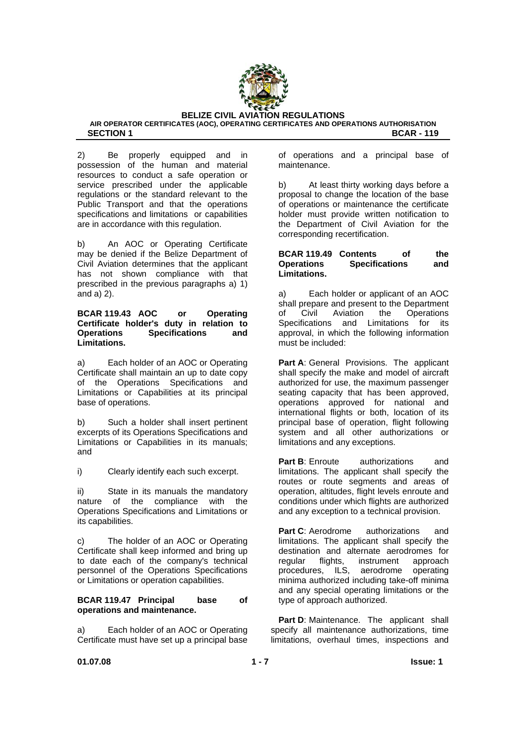2) Be properly equipped and in possession of the human and material resources to conduct a safe operation or service prescribed under the applicable regulations or the standard relevant to the Public Transport and that the operations specifications and limitations or capabilities are in accordance with this regulation.

b) An AOC or Operating Certificate may be denied if the Belize Department of Civil Aviation determines that the applicant has not shown compliance with that prescribed in the previous paragraphs a) 1) and a) 2).

**BCAR 119.43 AOC or Operating Certificate holder's duty in relation to Operations Specifications and Limitations.**

a) Each holder of an AOC or Operating Certificate shall maintain an up to date copy of the Operations Specifications and Limitations or Capabilities at its principal base of operations.

b) Such a holder shall insert pertinent excerpts of its Operations Specifications and Limitations or Capabilities in its manuals; and

i) Clearly identify each such excerpt.

ii) State in its manuals the mandatory nature of the compliance with the Operations Specifications and Limitations or its capabilities.

c) The holder of an AOC or Operating Certificate shall keep informed and bring up to date each of the company's technical personnel of the Operations Specifications or Limitations or operation capabilities.

**BCAR 119.47 Principal base of operations and maintenance.**

a) Each holder of an AOC or Operating Certificate must have set up a principal base of operations and a principal base of maintenance.

b) At least thirty working days before a proposal to change the location of the base of operations or maintenance the certificate holder must provide written notification to the Department of Civil Aviation for the corresponding recertification.

**BCAR 119.49 Contents of the Operations Specifications and Limitations.**

a) Each holder or applicant of an AOC shall prepare and present to the Department of Civil Aviation the Operations Specifications and Limitations for its approval, in which the following information must be included:

**Part A**: General Provisions. The applicant shall specify the make and model of aircraft authorized for use, the maximum passenger seating capacity that has been approved, operations approved for national and international flights or both, location of its principal base of operation, flight following system and all other authorizations or limitations and any exceptions.

**Part B**: Enroute authorizations and limitations. The applicant shall specify the routes or route segments and areas of operation, altitudes, flight levels enroute and conditions under which flights are authorized and any exception to a technical provision.

**Part C**: Aerodrome authorizations and limitations. The applicant shall specify the destination and alternate aerodromes for regular flights, instrument approach procedures, ILS, aerodrome operating minima authorized including take-off minima and any special operating limitations or the type of approach authorized.

**Part D**: Maintenance. The applicant shall specify all maintenance authorizations, time limitations, overhaul times, inspections and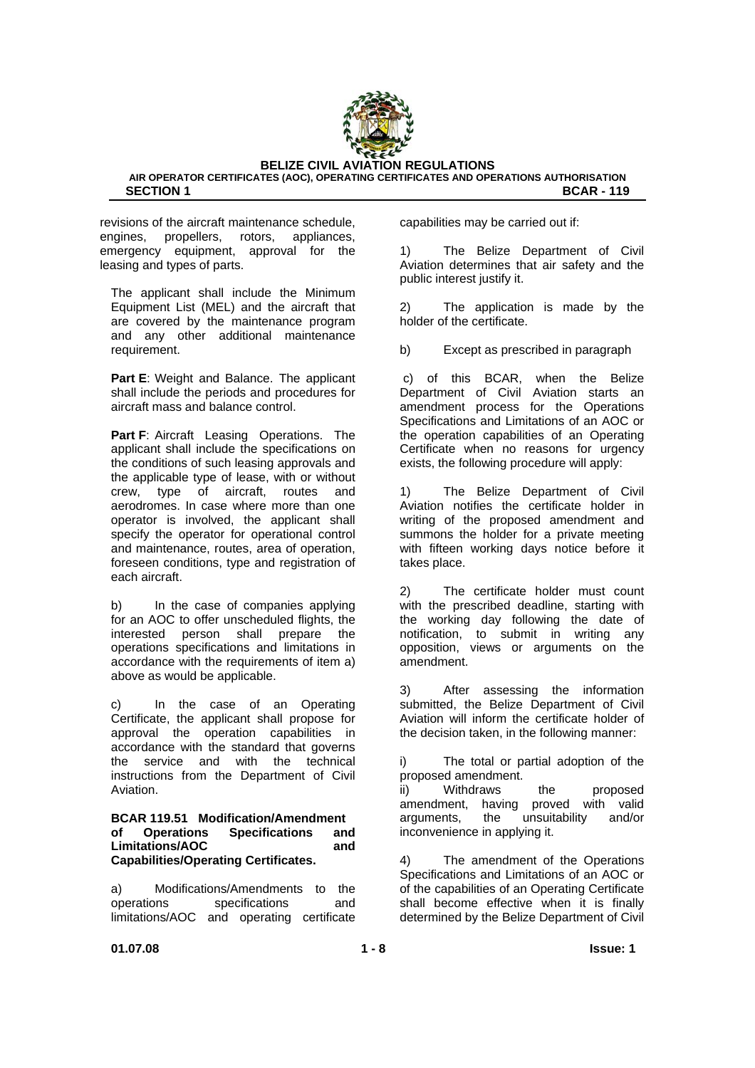revisions of the aircraft maintenance schedule, engines, propellers, rotors, appliances, emergency equipment, approval for the leasing and types of parts.

The applicant shall include the Minimum Equipment List (MEL) and the aircraft that are covered by the maintenance program and any other additional maintenance requirement.

**Part E**: Weight and Balance. The applicant shall include the periods and procedures for aircraft mass and balance control.

**Part F**: Aircraft Leasing Operations. The applicant shall include the specifications on the conditions of such leasing approvals and the applicable type of lease, with or without crew, type of aircraft, routes and aerodromes. In case where more than one operator is involved, the applicant shall specify the operator for operational control and maintenance, routes, area of operation, foreseen conditions, type and registration of each aircraft.

b) In the case of companies applying for an AOC to offer unscheduled flights, the interested person shall prepare the operations specifications and limitations in accordance with the requirements of item a) above as would be applicable.

c) In the case of an Operating Certificate, the applicant shall propose for approval the operation capabilities in accordance with the standard that governs the service and with the technical instructions from the Department of Civil Aviation.

**BCAR 119.51 Modification/Amendment of Operations Specifications and Limitations/AOC and Capabilities/Operating Certificates.**

a) Modifications/Amendments to the operations specifications and limitations/AOC and operating certificate capabilities may be carried out if:

1) The Belize Department of Civil Aviation determines that air safety and the public interest justify it.

2) The application is made by the holder of the certificate.

b) Except as prescribed in paragraph c) of this BCAR, when the Belize Department of Civil Aviation starts an amendment process for the Operations Specifications and Limitations of an AOC or the operation capabilities of an Operating Certificate when no reasons for urgency exists, the following procedure will apply:

1) The Belize Department of Civil Aviation notifies the certificate holder in writing of the proposed amendment and summons the holder for a private meeting with fifteen working days notice before it takes place.

2) The certificate holder must count with the prescribed deadline, starting with the working day following the date of notification, to submit in writing any opposition, views or arguments on the amendment.

3) After assessing the information submitted, the Belize Department of Civil Aviation will inform the certificate holder of the decision taken, in the following manner:

i) The total or partial adoption of the proposed amendment.

ii) Withdraws the proposed amendment, having proved with valid arguments, the unsuitability and/or inconvenience in applying it.

4) The amendment of the Operations Specifications and Limitations of an AOC or of the capabilities of an Operating Certificate shall become effective when it is finally determined by the Belize Department of Civil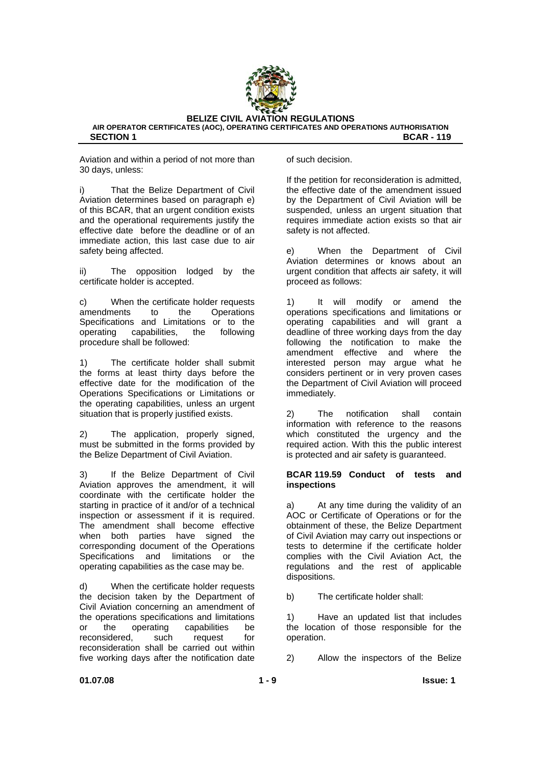Aviation and within a period of not more than 30 days, unless:

i) That the Belize Department of Civil Aviation determines based on paragraph e) of this BCAR, that an urgent condition exists and the operational requirements justify the effective date before the deadline or of an immediate action, this last case due to air safety being affected.

ii) The opposition lodged by the certificate holder is accepted.

c) When the certificate holder requests amendments to the Operations Specifications and Limitations or to the operating capabilities, the following procedure shall be followed:

1) The certificate holder shall submit the forms at least thirty days before the effective date for the modification of the Operations Specifications or Limitations or the operating capabilities, unless an urgent situation that is properly justified exists.

2) The application, properly signed, must be submitted in the forms provided by the Belize Department of Civil Aviation.

3) If the Belize Department of Civil Aviation approves the amendment, it will coordinate with the certificate holder the starting in practice of it and/or of a technical inspection or assessment if it is required. The amendment shall become effective when both parties have signed the corresponding document of the Operations Specifications and limitations or the operating capabilities as the case may be.

d) When the certificate holder requests the decision taken by the Department of Civil Aviation concerning an amendment of the operations specifications and limitations or the operating capabilities be reconsidered, such request for reconsideration shall be carried out within five working days after the notification date of such decision.

If the petition for reconsideration is admitted, the effective date of the amendment issued by the Department of Civil Aviation will be suspended, unless an urgent situation that requires immediate action exists so that air safety is not affected.

e) When the Department of Civil Aviation determines or knows about an urgent condition that affects air safety, it will proceed as follows:

1) It will modify or amend the operations specifications and limitations or operating capabilities and will grant a deadline of three working days from the day following the notification to make the amendment effective and where the interested person may argue what he considers pertinent or in very proven cases the Department of Civil Aviation will proceed immediately.

2) The notification shall contain information with reference to the reasons which constituted the urgency and the required action. With this the public interest is protected and air safety is guaranteed.

**BCAR 119.59 Conduct of tests and inspections**

a) At any time during the validity of an AOC or Certificate of Operations or for the obtainment of these, the Belize Department of Civil Aviation may carry out inspections or tests to determine if the certificate holder complies with the Civil Aviation Act, the regulations and the rest of applicable dispositions.

b) The certificate holder shall:

1) Have an updated list that includes the location of those responsible for the operation.

2) Allow the inspectors of the Belize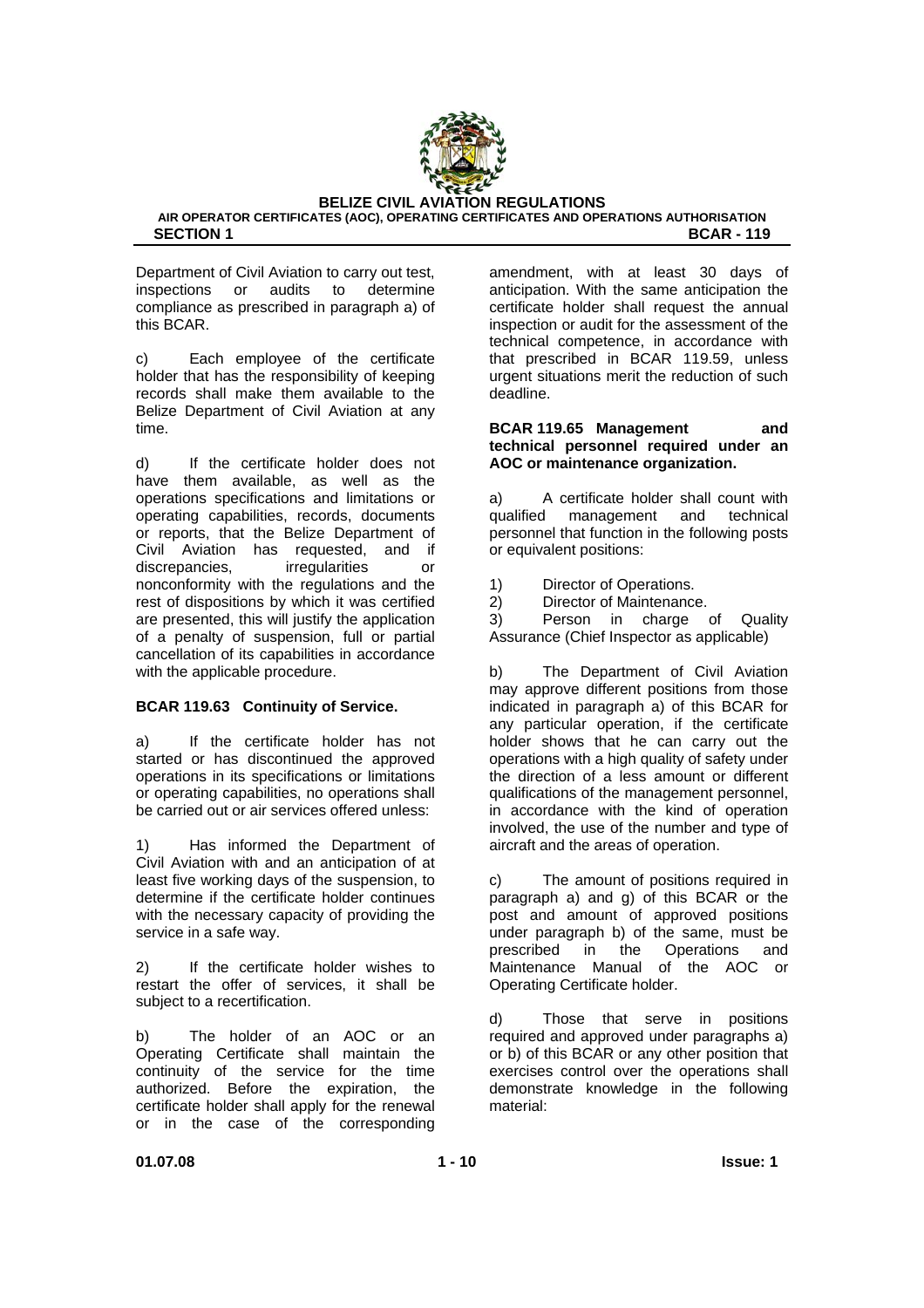Department of Civil Aviation to carry out test, inspections or audits to determine compliance as prescribed in paragraph a) of this BCAR.

c) Each employee of the certificate holder that has the responsibility of keeping records shall make them available to the Belize Department of Civil Aviation at any time.

d) If the certificate holder does not have them available, as well as the operations specifications and limitations or operating capabilities, records, documents or reports, that the Belize Department of Civil Aviation has requested, and if discrepancies, irregularities or nonconformity with the regulations and the rest of dispositions by which it was certified are presented, this will justify the application of a penalty of suspension, full or partial cancellation of its capabilities in accordance with the applicable procedure.

**BCAR 119.63 Continuity of Service.**

a) If the certificate holder has not started or has discontinued the approved operations in its specifications or limitations or operating capabilities, no operations shall be carried out or air services offered unless:

1) Has informed the Department of Civil Aviation with and an anticipation of at least five working days of the suspension, to determine if the certificate holder continues with the necessary capacity of providing the service in a safe way.

2) If the certificate holder wishes to restart the offer of services, it shall be subject to a recertification.

b) The holder of an AOC or an Operating Certificate shall maintain the continuity of the service for the time authorized. Before the expiration, the certificate holder shall apply for the renewal or in the case of the corresponding amendment, with at least 30 days of anticipation. With the same anticipation the certificate holder shall request the annual inspection or audit for the assessment of the technical competence, in accordance with that prescribed in BCAR 119.59, unless urgent situations merit the reduction of such deadline.

**BCAR 119.65 Management and technical personnel required under an AOC or maintenance organization.**

a) A certificate holder shall count with qualified management and technical personnel that function in the following posts or equivalent positions:

1) Director of Operations.
2) Director of Maintenance.
3) Person in charge of Quality Assurance (Chief Inspector as applicable)

b) The Department of Civil Aviation may approve different positions from those indicated in paragraph a) of this BCAR for any particular operation, if the certificate holder shows that he can carry out the operations with a high quality of safety under the direction of a less amount or different qualifications of the management personnel, in accordance with the kind of operation involved, the use of the number and type of aircraft and the areas of operation.

c) The amount of positions required in paragraph a) and g) of this BCAR or the post and amount of approved positions under paragraph b) of the same, must be prescribed in the Operations and Maintenance Manual of the AOC or Operating Certificate holder.

d) Those that serve in positions required and approved under paragraphs a) or b) of this BCAR or any other position that exercises control over the operations shall demonstrate knowledge in the following material: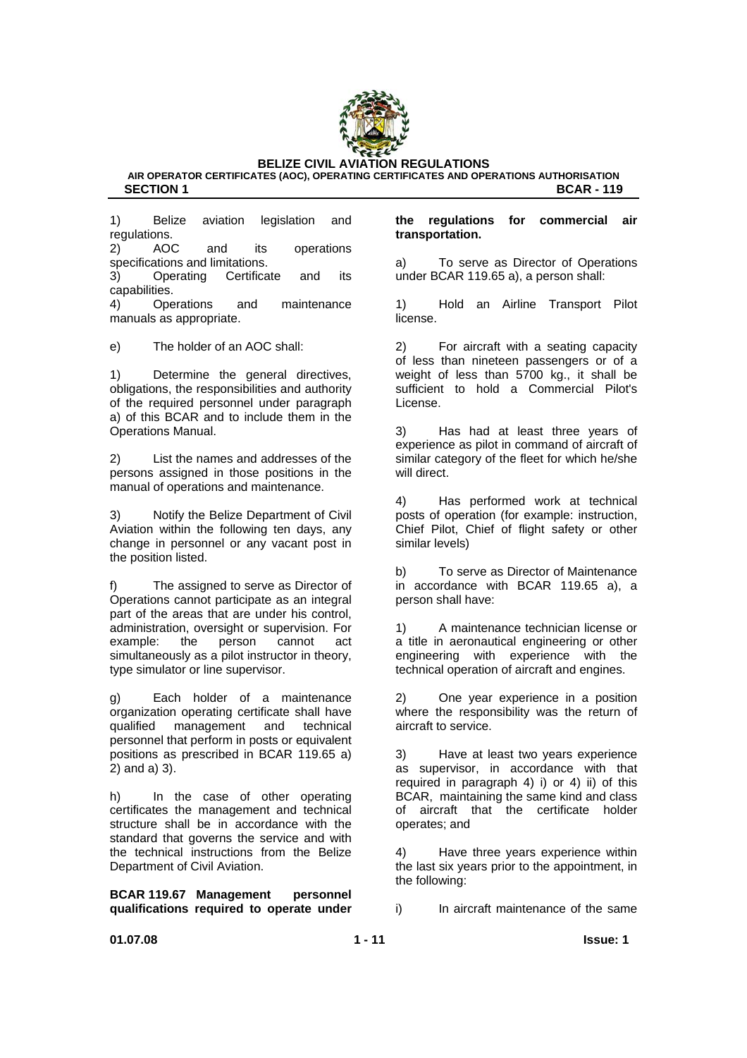1) Belize aviation legislation and regulations.
2) AOC and its operations specifications and limitations.
3) Operating Certificate and its capabilities.
4) Operations and maintenance manuals as appropriate.

e) The holder of an AOC shall:

1) Determine the general directives, obligations, the responsibilities and authority of the required personnel under paragraph a) of this BCAR and to include them in the Operations Manual.

2) List the names and addresses of the persons assigned in those positions in the manual of operations and maintenance.

3) Notify the Belize Department of Civil Aviation within the following ten days, any change in personnel or any vacant post in the position listed.

f) The assigned to serve as Director of Operations cannot participate as an integral part of the areas that are under his control, administration, oversight or supervision. For example: the person cannot act simultaneously as a pilot instructor in theory, type simulator or line supervisor.

g) Each holder of a maintenance organization operating certificate shall have qualified management and technical personnel that perform in posts or equivalent positions as prescribed in BCAR 119.65 a) 2) and a) 3).

h) In the case of other operating certificates the management and technical structure shall be in accordance with the standard that governs the service and with the technical instructions from the Belize Department of Civil Aviation.

**BCAR 119.67 Management personnel qualifications required to operate under the regulations for commercial air transportation.**

a) To serve as Director of Operations under BCAR 119.65 a), a person shall:

1) Hold an Airline Transport Pilot license.

2) For aircraft with a seating capacity of less than nineteen passengers or of a weight of less than 5700 kg., it shall be sufficient to hold a Commercial Pilot's License.

3) Has had at least three years of experience as pilot in command of aircraft of similar category of the fleet for which he/she will direct.

4) Has performed work at technical posts of operation (for example: instruction, Chief Pilot, Chief of flight safety or other similar levels)

b) To serve as Director of Maintenance in accordance with BCAR 119.65 a), a person shall have:

1) A maintenance technician license or a title in aeronautical engineering or other engineering with experience with the technical operation of aircraft and engines.

2) One year experience in a position where the responsibility was the return of aircraft to service.

3) Have at least two years experience as supervisor, in accordance with that required in paragraph 4) i) or 4) ii) of this BCAR, maintaining the same kind and class of aircraft that the certificate holder operates; and

4) Have three years experience within the last six years prior to the appointment, in the following:

i) In aircraft maintenance of the same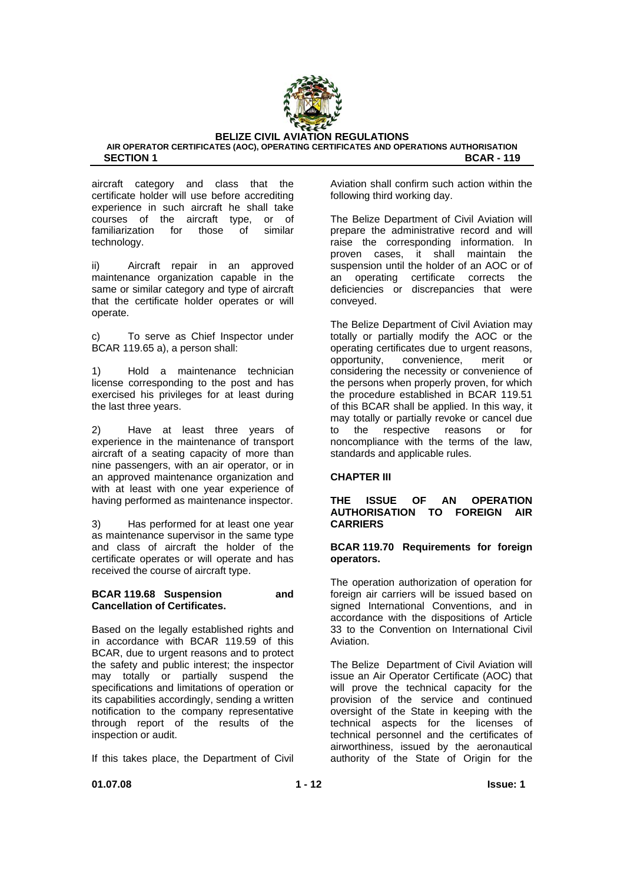aircraft category and class that the certificate holder will use before accrediting experience in such aircraft he shall take courses of the aircraft type, or of familiarization for those of similar technology.

ii) Aircraft repair in an approved maintenance organization capable in the same or similar category and type of aircraft that the certificate holder operates or will operate.

c) To serve as Chief Inspector under BCAR 119.65 a), a person shall:

1) Hold a maintenance technician license corresponding to the post and has exercised his privileges for at least during the last three years.

2) Have at least three years of experience in the maintenance of transport aircraft of a seating capacity of more than nine passengers, with an air operator, or in an approved maintenance organization and with at least with one year experience of having performed as maintenance inspector.

3) Has performed for at least one year as maintenance supervisor in the same type and class of aircraft the holder of the certificate operates or will operate and has received the course of aircraft type.

**BCAR 119.68 Suspension and Cancellation of Certificates.**

Based on the legally established rights and in accordance with BCAR 119.59 of this BCAR, due to urgent reasons and to protect the safety and public interest; the inspector may totally or partially suspend the specifications and limitations of operation or its capabilities accordingly, sending a written notification to the company representative through report of the results of the inspection or audit.

If this takes place, the Department of Civil Aviation shall confirm such action within the following third working day.

The Belize Department of Civil Aviation will prepare the administrative record and will raise the corresponding information. In proven cases, it shall maintain the suspension until the holder of an AOC or of an operating certificate corrects the deficiencies or discrepancies that were conveyed.

The Belize Department of Civil Aviation may totally or partially modify the AOC or the operating certificates due to urgent reasons, opportunity, convenience, merit or considering the necessity or convenience of the persons when properly proven, for which the procedure established in BCAR 119.51 of this BCAR shall be applied. In this way, it may totally or partially revoke or cancel due to the respective reasons or for noncompliance with the terms of the law, standards and applicable rules.

## CHAPTER III

## THE ISSUE OF AN OPERATION AUTHORISATION TO FOREIGN AIR CARRIERS

**BCAR 119.70 Requirements for foreign operators.**

The operation authorization of operation for foreign air carriers will be issued based on signed International Conventions, and in accordance with the dispositions of Article 33 to the Convention on International Civil Aviation.

The Belize Department of Civil Aviation will issue an Air Operator Certificate (AOC) that will prove the technical capacity for the provision of the service and continued oversight of the State in keeping with the technical aspects for the licenses of technical personnel and the certificates of airworthiness, issued by the aeronautical authority of the State of Origin for the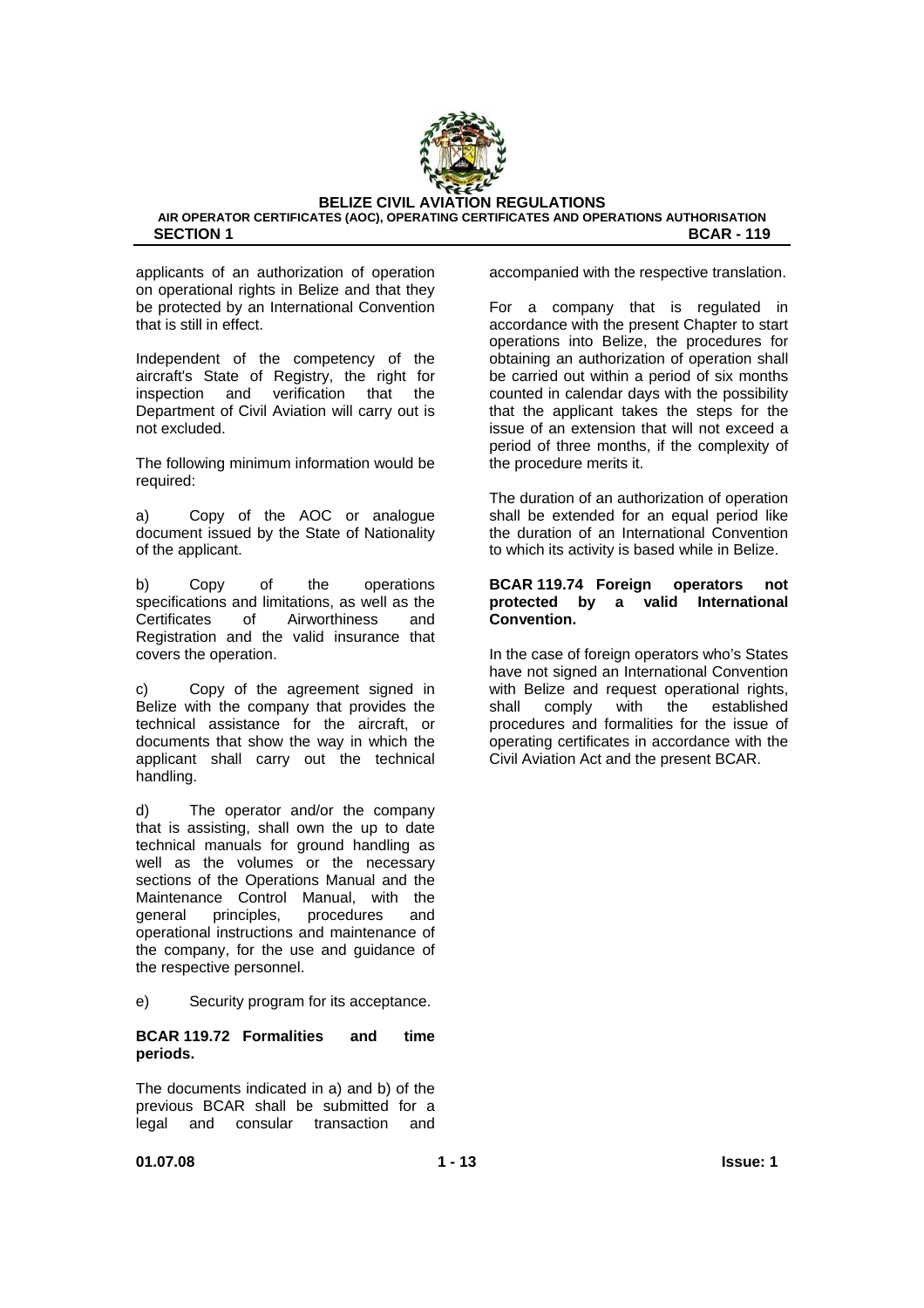applicants of an authorization of operation on operational rights in Belize and that they be protected by an International Convention that is still in effect.

Independent of the competency of the aircraft's State of Registry, the right for inspection and verification that the Department of Civil Aviation will carry out is not excluded.

The following minimum information would be required:

a) Copy of the AOC or analogue document issued by the State of Nationality of the applicant.

b) Copy of the operations specifications and limitations, as well as the Certificates of Airworthiness and Registration and the valid insurance that covers the operation.

c) Copy of the agreement signed in Belize with the company that provides the technical assistance for the aircraft, or documents that show the way in which the applicant shall carry out the technical handling.

d) The operator and/or the company that is assisting, shall own the up to date technical manuals for ground handling as well as the volumes or the necessary sections of the Operations Manual and the Maintenance Control Manual, with the general principles, procedures and operational instructions and maintenance of the company, for the use and guidance of the respective personnel.

e) Security program for its acceptance.

**BCAR 119.72 Formalities and time periods.**

The documents indicated in a) and b) of the previous BCAR shall be submitted for a legal and consular transaction and accompanied with the respective translation.

For a company that is regulated in accordance with the present Chapter to start operations into Belize, the procedures for obtaining an authorization of operation shall be carried out within a period of six months counted in calendar days with the possibility that the applicant takes the steps for the issue of an extension that will not exceed a period of three months, if the complexity of the procedure merits it.

The duration of an authorization of operation shall be extended for an equal period like the duration of an International Convention to which its activity is based while in Belize.

**BCAR 119.74 Foreign operators not protected by a valid International Convention.**

In the case of foreign operators who's States have not signed an International Convention with Belize and request operational rights, shall comply with the established procedures and formalities for the issue of operating certificates in accordance with the Civil Aviation Act and the present BCAR.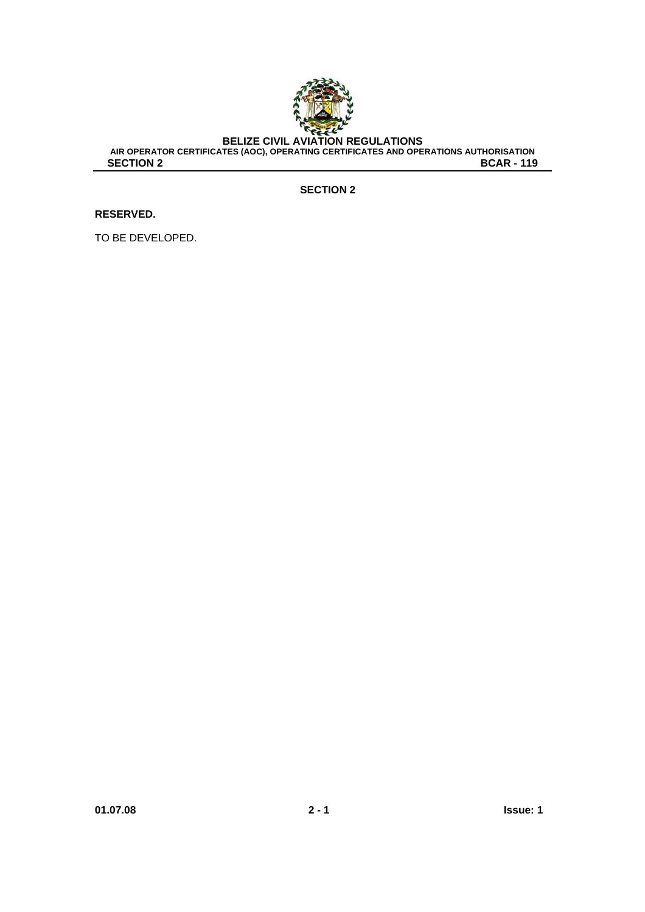## SECTION 2

**RESERVED.**

TO BE DEVELOPED.